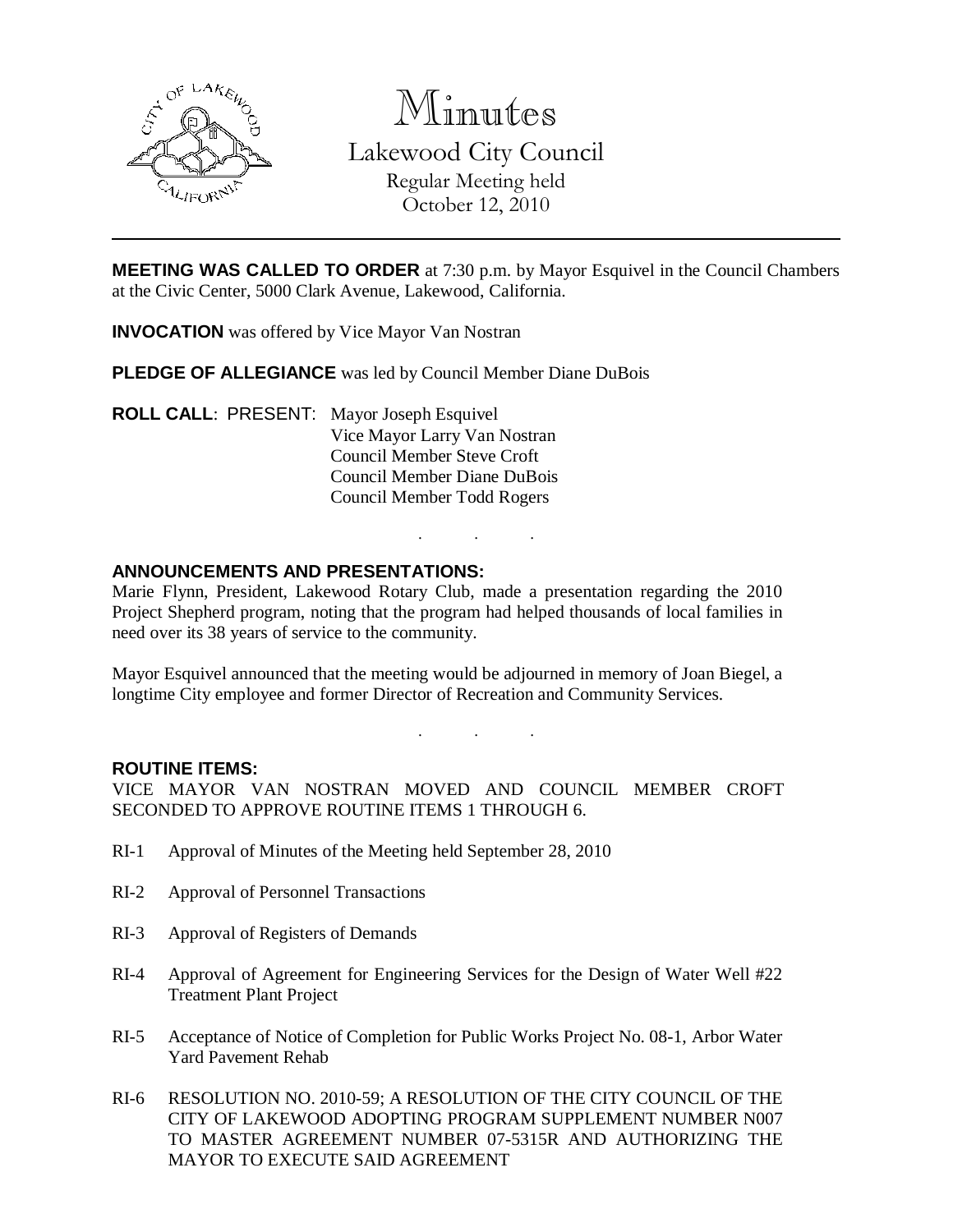# Minutes

## Lakewood City Council

Regular Meeting held
October 12, 2010

---

**MEETING WAS CALLED TO ORDER** at 7:30 p.m. by Mayor Esquivel in the Council Chambers at the Civic Center, 5000 Clark Avenue, Lakewood, California.

**INVOCATION** was offered by Vice Mayor Van Nostran

**PLEDGE OF ALLEGIANCE** was led by Council Member Diane DuBois

**ROLL CALL**: PRESENT: Mayor Joseph Esquivel
Vice Mayor Larry Van Nostran
Council Member Steve Croft
Council Member Diane DuBois
Council Member Todd Rogers

. . .

**ANNOUNCEMENTS AND PRESENTATIONS:**

Marie Flynn, President, Lakewood Rotary Club, made a presentation regarding the 2010 Project Shepherd program, noting that the program had helped thousands of local families in need over its 38 years of service to the community.

Mayor Esquivel announced that the meeting would be adjourned in memory of Joan Biegel, a longtime City employee and former Director of Recreation and Community Services.

. . .

**ROUTINE ITEMS:**

VICE MAYOR VAN NOSTRAN MOVED AND COUNCIL MEMBER CROFT SECONDED TO APPROVE ROUTINE ITEMS 1 THROUGH 6.

RI-1 Approval of Minutes of the Meeting held September 28, 2010

RI-2 Approval of Personnel Transactions

RI-3 Approval of Registers of Demands

RI-4 Approval of Agreement for Engineering Services for the Design of Water Well #22 Treatment Plant Project

RI-5 Acceptance of Notice of Completion for Public Works Project No. 08-1, Arbor Water Yard Pavement Rehab

RI-6 RESOLUTION NO. 2010-59; A RESOLUTION OF THE CITY COUNCIL OF THE CITY OF LAKEWOOD ADOPTING PROGRAM SUPPLEMENT NUMBER N007 TO MASTER AGREEMENT NUMBER 07-5315R AND AUTHORIZING THE MAYOR TO EXECUTE SAID AGREEMENT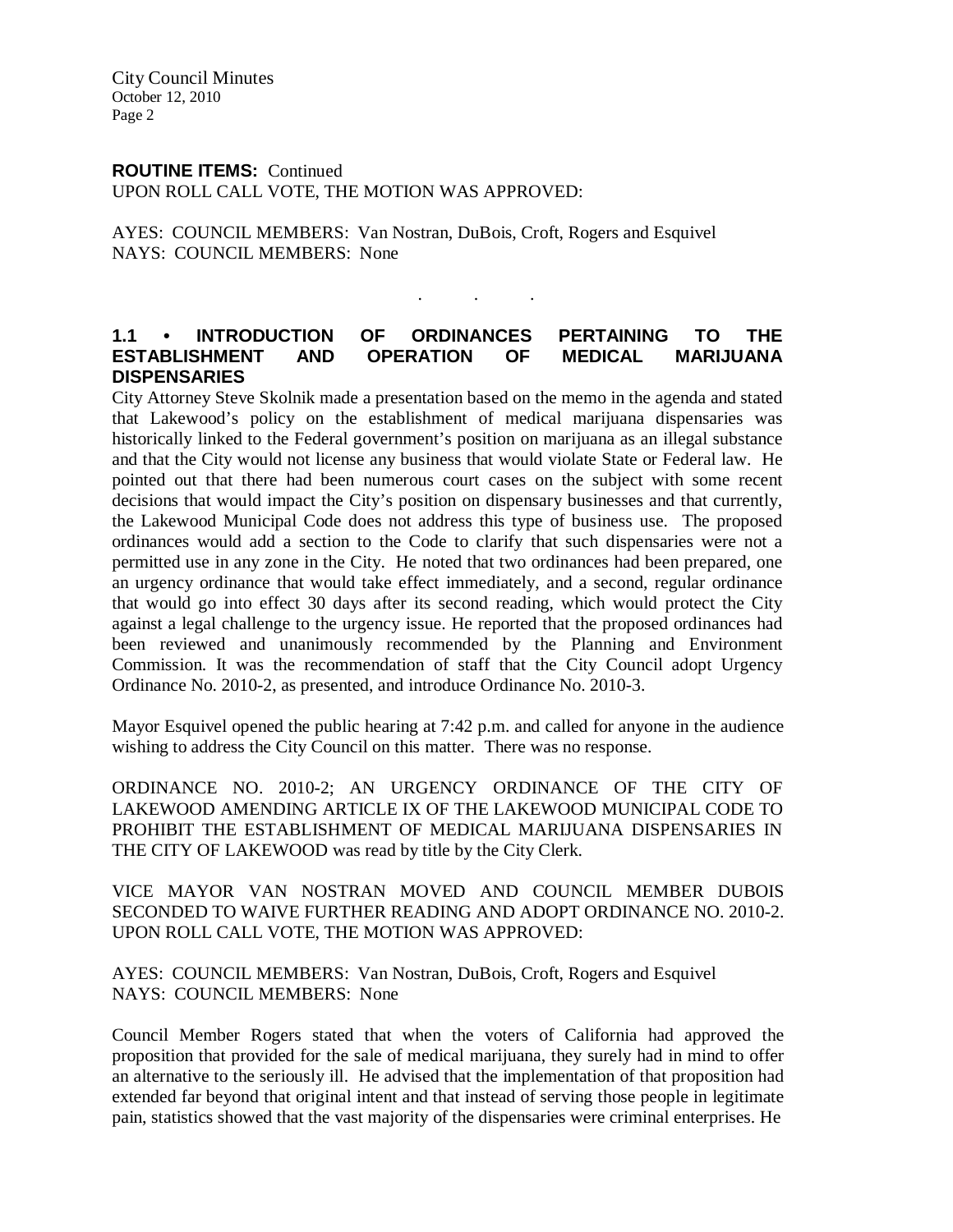**ROUTINE ITEMS:** Continued
UPON ROLL CALL VOTE, THE MOTION WAS APPROVED:

AYES: COUNCIL MEMBERS: Van Nostran, DuBois, Croft, Rogers and Esquivel
NAYS: COUNCIL MEMBERS: None

. . .

## 1.1 • INTRODUCTION OF ORDINANCES PERTAINING TO THE ESTABLISHMENT AND OPERATION OF MEDICAL MARIJUANA DISPENSARIES

City Attorney Steve Skolnik made a presentation based on the memo in the agenda and stated that Lakewood's policy on the establishment of medical marijuana dispensaries was historically linked to the Federal government's position on marijuana as an illegal substance and that the City would not license any business that would violate State or Federal law. He pointed out that there had been numerous court cases on the subject with some recent decisions that would impact the City's position on dispensary businesses and that currently, the Lakewood Municipal Code does not address this type of business use. The proposed ordinances would add a section to the Code to clarify that such dispensaries were not a permitted use in any zone in the City. He noted that two ordinances had been prepared, one an urgency ordinance that would take effect immediately, and a second, regular ordinance that would go into effect 30 days after its second reading, which would protect the City against a legal challenge to the urgency issue. He reported that the proposed ordinances had been reviewed and unanimously recommended by the Planning and Environment Commission. It was the recommendation of staff that the City Council adopt Urgency Ordinance No. 2010-2, as presented, and introduce Ordinance No. 2010-3.

Mayor Esquivel opened the public hearing at 7:42 p.m. and called for anyone in the audience wishing to address the City Council on this matter. There was no response.

ORDINANCE NO. 2010-2; AN URGENCY ORDINANCE OF THE CITY OF LAKEWOOD AMENDING ARTICLE IX OF THE LAKEWOOD MUNICIPAL CODE TO PROHIBIT THE ESTABLISHMENT OF MEDICAL MARIJUANA DISPENSARIES IN THE CITY OF LAKEWOOD was read by title by the City Clerk.

VICE MAYOR VAN NOSTRAN MOVED AND COUNCIL MEMBER DUBOIS SECONDED TO WAIVE FURTHER READING AND ADOPT ORDINANCE NO. 2010-2. UPON ROLL CALL VOTE, THE MOTION WAS APPROVED:

AYES: COUNCIL MEMBERS: Van Nostran, DuBois, Croft, Rogers and Esquivel
NAYS: COUNCIL MEMBERS: None

Council Member Rogers stated that when the voters of California had approved the proposition that provided for the sale of medical marijuana, they surely had in mind to offer an alternative to the seriously ill. He advised that the implementation of that proposition had extended far beyond that original intent and that instead of serving those people in legitimate pain, statistics showed that the vast majority of the dispensaries were criminal enterprises. He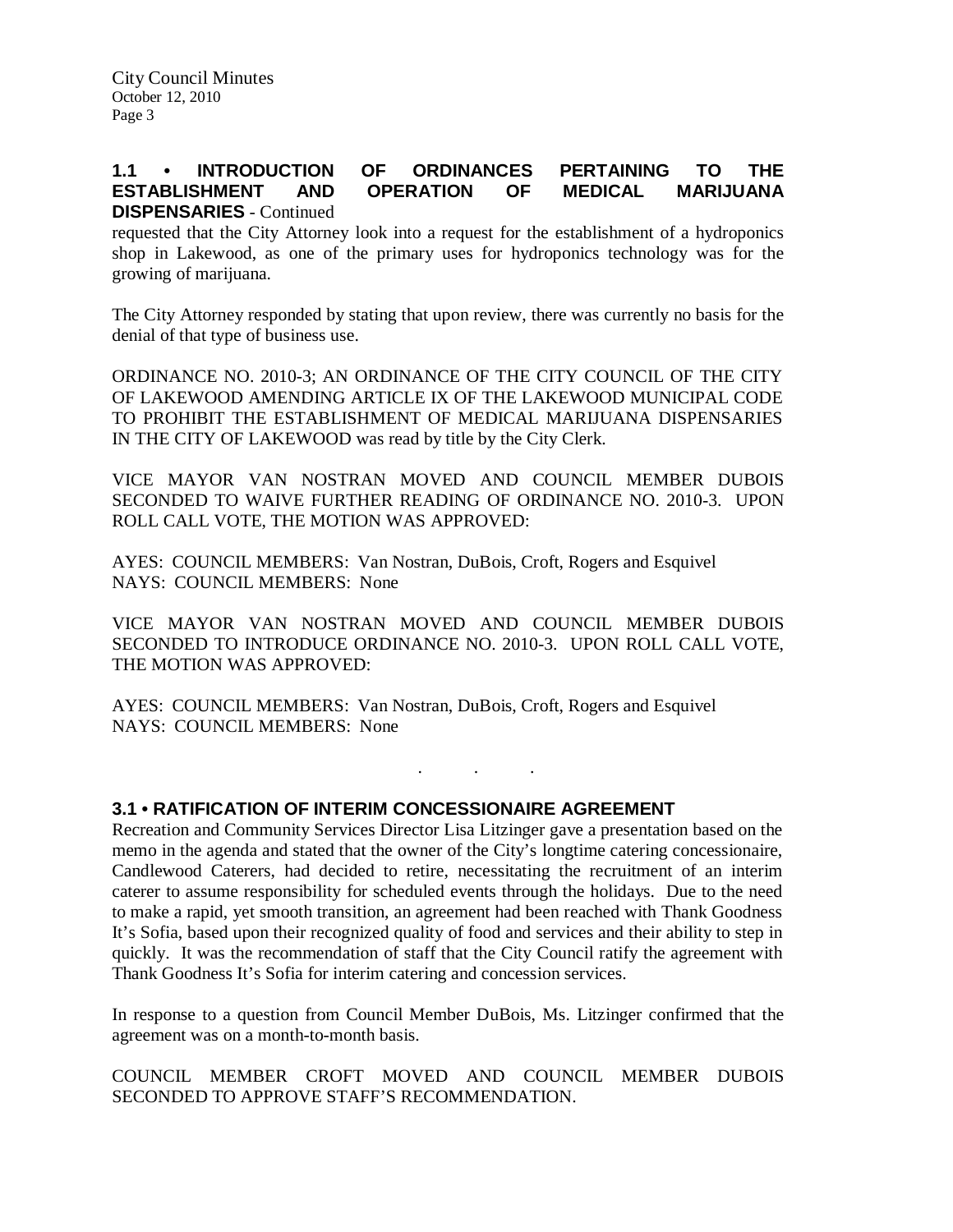**1.1 • INTRODUCTION OF ORDINANCES PERTAINING TO THE ESTABLISHMENT AND OPERATION OF MEDICAL MARIJUANA DISPENSARIES** - Continued

requested that the City Attorney look into a request for the establishment of a hydroponics shop in Lakewood, as one of the primary uses for hydroponics technology was for the growing of marijuana.

The City Attorney responded by stating that upon review, there was currently no basis for the denial of that type of business use.

ORDINANCE NO. 2010-3; AN ORDINANCE OF THE CITY COUNCIL OF THE CITY OF LAKEWOOD AMENDING ARTICLE IX OF THE LAKEWOOD MUNICIPAL CODE TO PROHIBIT THE ESTABLISHMENT OF MEDICAL MARIJUANA DISPENSARIES IN THE CITY OF LAKEWOOD was read by title by the City Clerk.

VICE MAYOR VAN NOSTRAN MOVED AND COUNCIL MEMBER DUBOIS SECONDED TO WAIVE FURTHER READING OF ORDINANCE NO. 2010-3. UPON ROLL CALL VOTE, THE MOTION WAS APPROVED:

AYES: COUNCIL MEMBERS: Van Nostran, DuBois, Croft, Rogers and Esquivel
NAYS: COUNCIL MEMBERS: None

VICE MAYOR VAN NOSTRAN MOVED AND COUNCIL MEMBER DUBOIS SECONDED TO INTRODUCE ORDINANCE NO. 2010-3. UPON ROLL CALL VOTE, THE MOTION WAS APPROVED:

AYES: COUNCIL MEMBERS: Van Nostran, DuBois, Croft, Rogers and Esquivel
NAYS: COUNCIL MEMBERS: None

. . .

**3.1 • RATIFICATION OF INTERIM CONCESSIONAIRE AGREEMENT**

Recreation and Community Services Director Lisa Litzinger gave a presentation based on the memo in the agenda and stated that the owner of the City's longtime catering concessionaire, Candlewood Caterers, had decided to retire, necessitating the recruitment of an interim caterer to assume responsibility for scheduled events through the holidays. Due to the need to make a rapid, yet smooth transition, an agreement had been reached with Thank Goodness It's Sofia, based upon their recognized quality of food and services and their ability to step in quickly. It was the recommendation of staff that the City Council ratify the agreement with Thank Goodness It's Sofia for interim catering and concession services.

In response to a question from Council Member DuBois, Ms. Litzinger confirmed that the agreement was on a month-to-month basis.

COUNCIL MEMBER CROFT MOVED AND COUNCIL MEMBER DUBOIS SECONDED TO APPROVE STAFF'S RECOMMENDATION.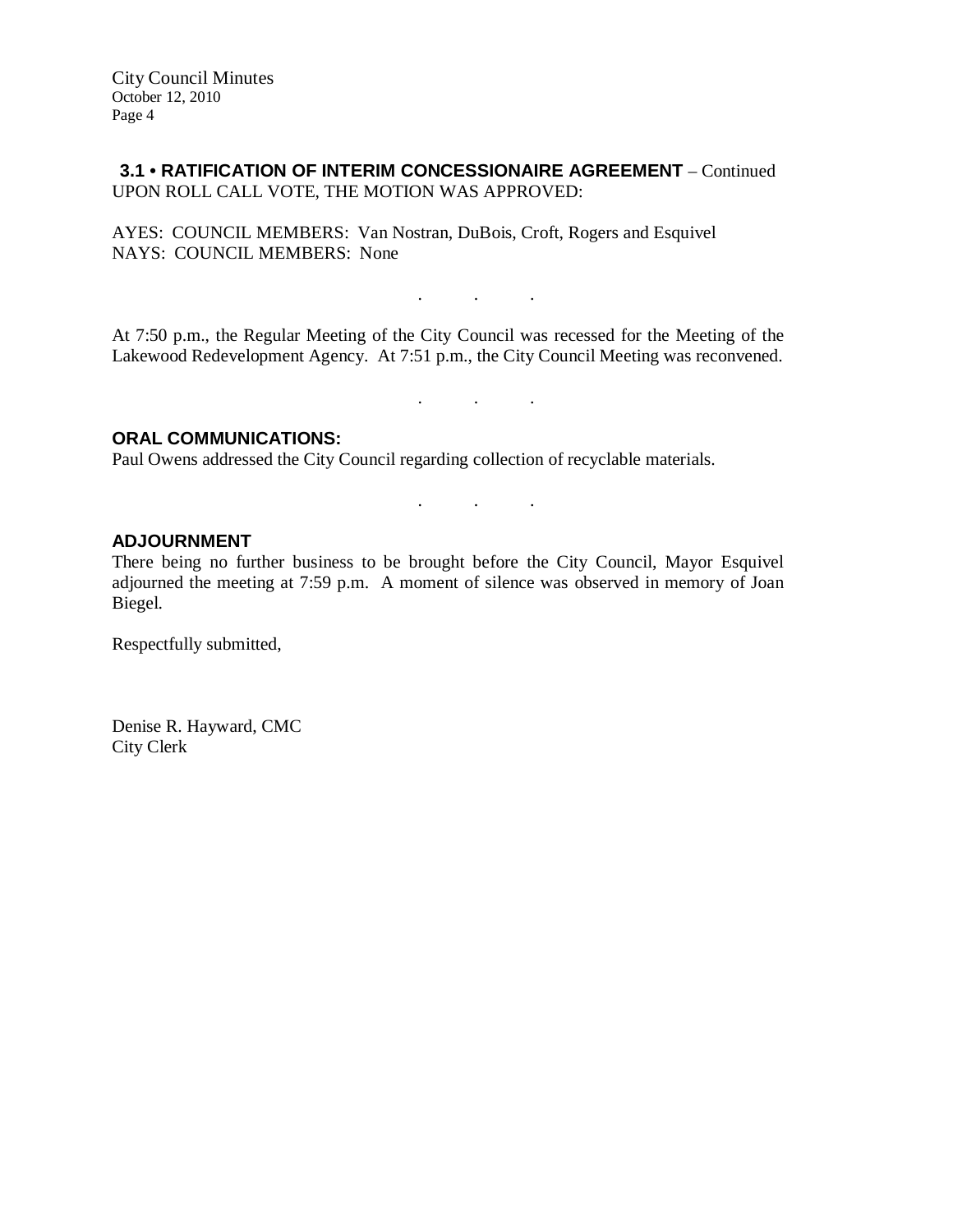**3.1 • RATIFICATION OF INTERIM CONCESSIONAIRE AGREEMENT** – Continued
UPON ROLL CALL VOTE, THE MOTION WAS APPROVED:

AYES: COUNCIL MEMBERS: Van Nostran, DuBois, Croft, Rogers and Esquivel
NAYS: COUNCIL MEMBERS: None

. . .

At 7:50 p.m., the Regular Meeting of the City Council was recessed for the Meeting of the Lakewood Redevelopment Agency. At 7:51 p.m., the City Council Meeting was reconvened.

. . .

## ORAL COMMUNICATIONS:

Paul Owens addressed the City Council regarding collection of recyclable materials.

. . .

## ADJOURNMENT

There being no further business to be brought before the City Council, Mayor Esquivel adjourned the meeting at 7:59 p.m. A moment of silence was observed in memory of Joan Biegel.

Respectfully submitted,

Denise R. Hayward, CMC
City Clerk